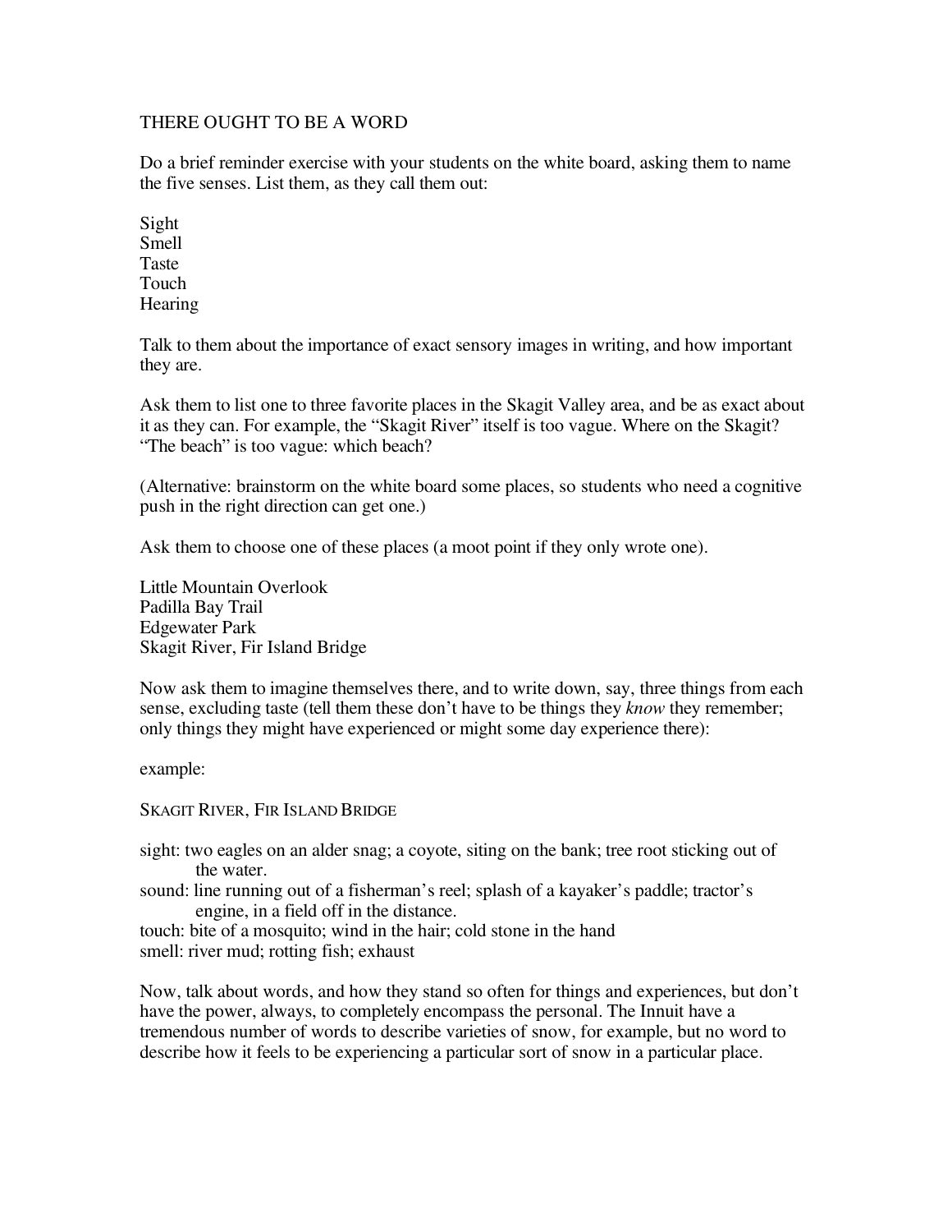# THERE OUGHT TO BE A WORD

Do a brief reminder exercise with your students on the white board, asking them to name the five senses. List them, as they call them out:

Sight
Smell
Taste
Touch
Hearing

Talk to them about the importance of exact sensory images in writing, and how important they are.

Ask them to list one to three favorite places in the Skagit Valley area, and be as exact about it as they can. For example, the "Skagit River" itself is too vague. Where on the Skagit? "The beach" is too vague: which beach?

(Alternative: brainstorm on the white board some places, so students who need a cognitive push in the right direction can get one.)

Ask them to choose one of these places (a moot point if they only wrote one).

Little Mountain Overlook
Padilla Bay Trail
Edgewater Park
Skagit River, Fir Island Bridge

Now ask them to imagine themselves there, and to write down, say, three things from each sense, excluding taste (tell them these don't have to be things they *know* they remember; only things they might have experienced or might some day experience there):

example:

SKAGIT RIVER, FIR ISLAND BRIDGE

sight: two eagles on an alder snag; a coyote, siting on the bank; tree root sticking out of the water.
sound: line running out of a fisherman's reel; splash of a kayaker's paddle; tractor's engine, in a field off in the distance.
touch: bite of a mosquito; wind in the hair; cold stone in the hand
smell: river mud; rotting fish; exhaust

Now, talk about words, and how they stand so often for things and experiences, but don't have the power, always, to completely encompass the personal. The Innuit have a tremendous number of words to describe varieties of snow, for example, but no word to describe how it feels to be experiencing a particular sort of snow in a particular place.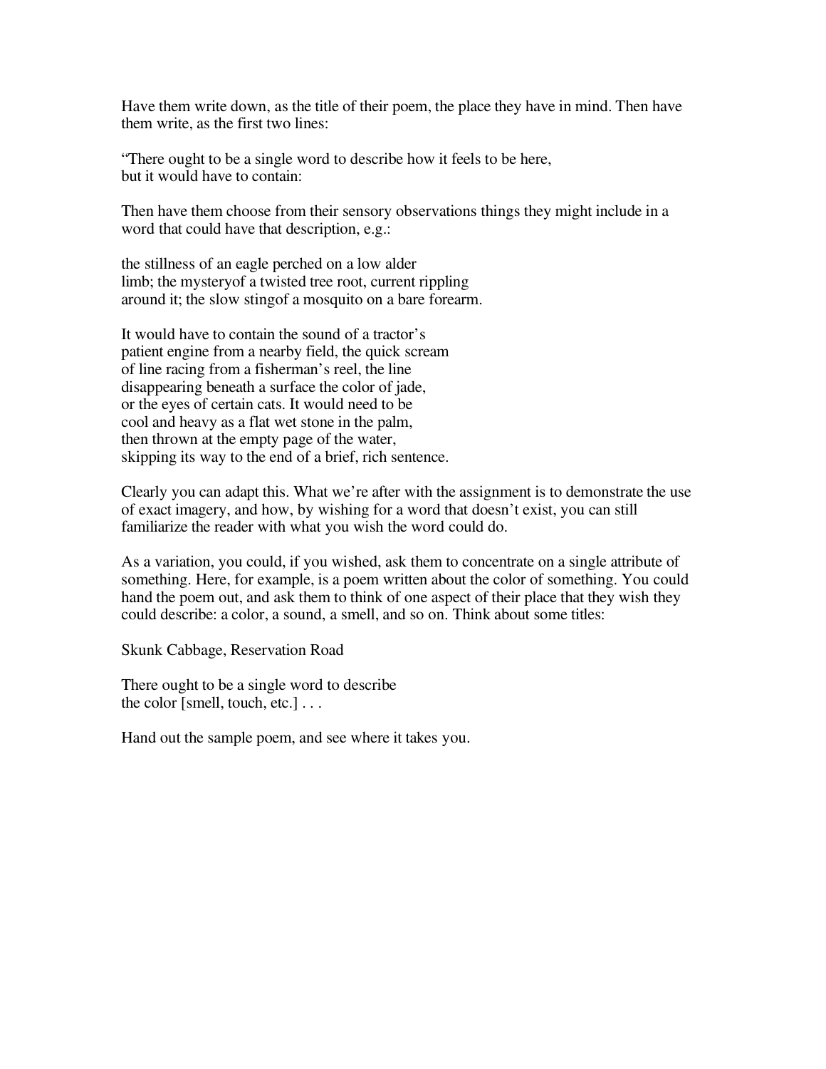Have them write down, as the title of their poem, the place they have in mind. Then have them write, as the first two lines:

"There ought to be a single word to describe how it feels to be here,  
but it would have to contain:

Then have them choose from their sensory observations things they might include in a word that could have that description, e.g.:

the stillness of an eagle perched on a low alder  
limb; the mysteryof a twisted tree root, current rippling  
around it; the slow stingof a mosquito on a bare forearm.

It would have to contain the sound of a tractor's  
patient engine from a nearby field, the quick scream  
of line racing from a fisherman's reel, the line  
disappearing beneath a surface the color of jade,  
or the eyes of certain cats. It would need to be  
cool and heavy as a flat wet stone in the palm,  
then thrown at the empty page of the water,  
skipping its way to the end of a brief, rich sentence.

Clearly you can adapt this. What we're after with the assignment is to demonstrate the use of exact imagery, and how, by wishing for a word that doesn't exist, you can still familiarize the reader with what you wish the word could do.

As a variation, you could, if you wished, ask them to concentrate on a single attribute of something. Here, for example, is a poem written about the color of something. You could hand the poem out, and ask them to think of one aspect of their place that they wish they could describe: a color, a sound, a smell, and so on. Think about some titles:

Skunk Cabbage, Reservation Road

There ought to be a single word to describe  
the color [smell, touch, etc.] . . .

Hand out the sample poem, and see where it takes you.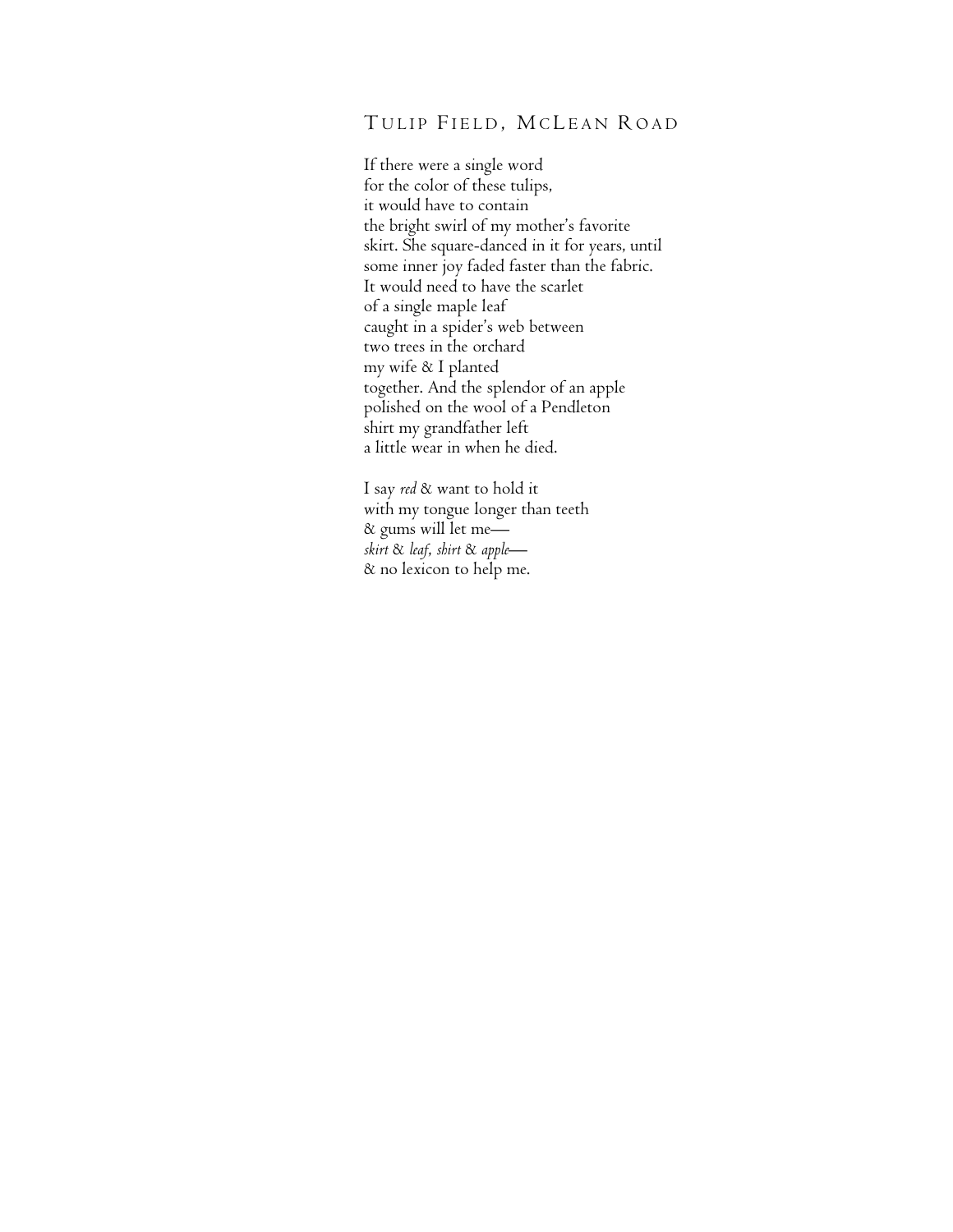## Tulip Field, McLean Road

If there were a single word
for the color of these tulips,
it would have to contain
the bright swirl of my mother's favorite
skirt. She square-danced in it for years, until
some inner joy faded faster than the fabric.
It would need to have the scarlet
of a single maple leaf
caught in a spider's web between
two trees in the orchard
my wife & I planted
together. And the splendor of an apple
polished on the wool of a Pendleton
shirt my grandfather left
a little wear in when he died.

I say *red* & want to hold it
with my tongue longer than teeth
& gums will let me—
*skirt* & *leaf*, *shirt* & *apple*—
& no lexicon to help me.